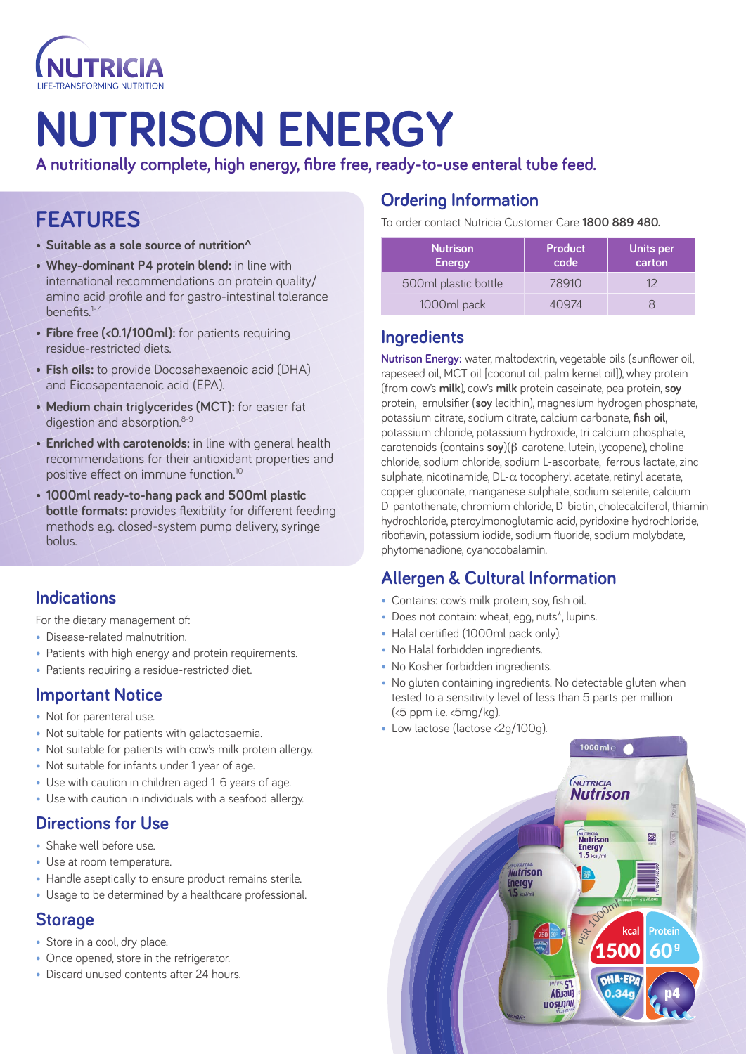NUTRICIA
LIFE-TRANSFORMING NUTRITION

# NUTRISON ENERGY

**A nutritionally complete, high energy, fibre free, ready-to-use enteral tube feed.**

## FEATURES

- **Suitable as a sole source of nutrition^**
- **Whey-dominant P4 protein blend:** in line with international recommendations on protein quality/ amino acid profile and for gastro-intestinal tolerance benefits.[1-7]
- **Fibre free (<0.1/100ml):** for patients requiring residue-restricted diets.
- **Fish oils:** to provide Docosahexaenoic acid (DHA) and Eicosapentaenoic acid (EPA).
- **Medium chain triglycerides (MCT):** for easier fat digestion and absorption.[8-9]
- **Enriched with carotenoids:** in line with general health recommendations for their antioxidant properties and positive effect on immune function.[10]
- **1000ml ready-to-hang pack and 500ml plastic bottle formats:** provides flexibility for different feeding methods e.g. closed-system pump delivery, syringe bolus.

## Indications

For the dietary management of:

- Disease-related malnutrition.
- Patients with high energy and protein requirements.
- Patients requiring a residue-restricted diet.

## Important Notice

- Not for parenteral use.
- Not suitable for patients with galactosaemia.
- Not suitable for patients with cow's milk protein allergy.
- Not suitable for infants under 1 year of age.
- Use with caution in children aged 1-6 years of age.
- Use with caution in individuals with a seafood allergy.

## Directions for Use

- Shake well before use.
- Use at room temperature.
- Handle aseptically to ensure product remains sterile.
- Usage to be determined by a healthcare professional.

## Storage

- Store in a cool, dry place.
- Once opened, store in the refrigerator.
- Discard unused contents after 24 hours.

## Ordering Information

To order contact Nutricia Customer Care **1800 889 480.**

| Nutrison Energy | Product code | Units per carton |
|---|---|---|
| 500ml plastic bottle | 78910 | 12 |
| 1000ml pack | 40974 | 8 |

## Ingredients

**Nutrison Energy:** water, maltodextrin, vegetable oils (sunflower oil, rapeseed oil, MCT oil [coconut oil, palm kernel oil]), whey protein (from cow's **milk**), cow's **milk** protein caseinate, pea protein, **soy** protein, emulsifier (**soy** lecithin), magnesium hydrogen phosphate, potassium citrate, sodium citrate, calcium carbonate, **fish oil**, potassium chloride, potassium hydroxide, tri calcium phosphate, carotenoids (contains **soy**)(β-carotene, lutein, lycopene), choline chloride, sodium chloride, sodium L-ascorbate, ferrous lactate, zinc sulphate, nicotinamide, DL-α tocopheryl acetate, retinyl acetate, copper gluconate, manganese sulphate, sodium selenite, calcium D-pantothenate, chromium chloride, D-biotin, cholecalciferol, thiamin hydrochloride, pteroylmonoglutamic acid, pyridoxine hydrochloride, riboflavin, potassium iodide, sodium fluoride, sodium molybdate, phytomenadione, cyanocobalamin.

## Allergen & Cultural Information

- Contains: cow's milk protein, soy, fish oil.
- Does not contain: wheat, egg, nuts*, lupins.
- Halal certified (1000ml pack only).
- No Halal forbidden ingredients.
- No Kosher forbidden ingredients.
- No gluten containing ingredients. No detectable gluten when tested to a sensitivity level of less than 5 parts per million (<5 ppm i.e. <5mg/kg).
- Low lactose (lactose <2g/100g).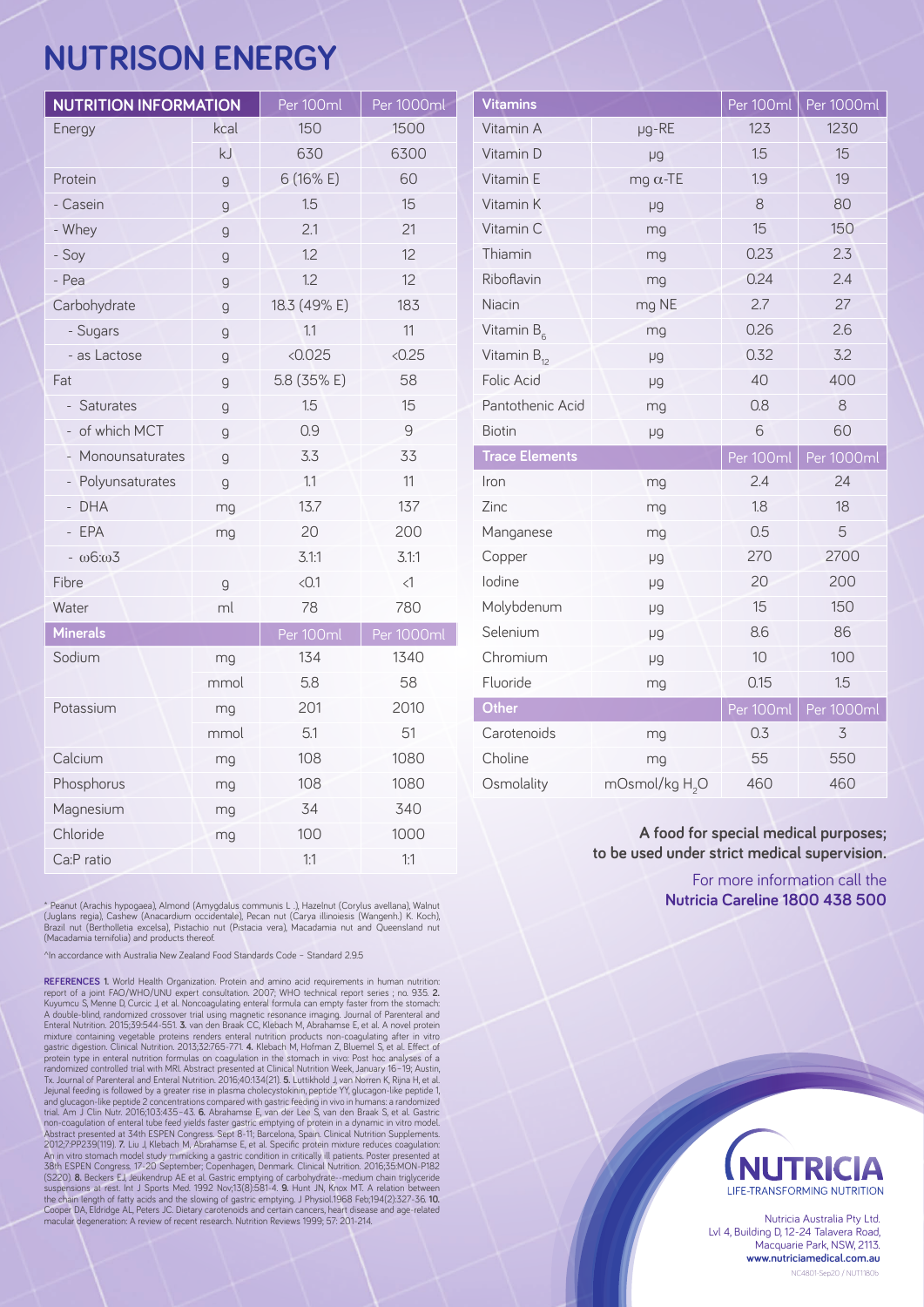# NUTRISON ENERGY

| NUTRITION INFORMATION | | Per 100ml | Per 1000ml |
|---|---|---|---|
| Energy | kcal | 150 | 1500 |
| | kJ | 630 | 6300 |
| Protein | g | 6 (16% E) | 60 |
| - Casein | g | 1.5 | 15 |
| - Whey | g | 2.1 | 21 |
| - Soy | g | 1.2 | 12 |
| - Pea | g | 1.2 | 12 |
| Carbohydrate | g | 18.3 (49% E) | 183 |
| - Sugars | g | 1.1 | 11 |
| - as Lactose | g | <0.025 | <0.25 |
| Fat | g | 5.8 (35% E) | 58 |
| - Saturates | g | 1.5 | 15 |
| - of which MCT | g | 0.9 | 9 |
| - Monounsaturates | g | 3.3 | 33 |
| - Polyunsaturates | g | 1.1 | 11 |
| - DHA | mg | 13.7 | 137 |
| - EPA | mg | 20 | 200 |
| - ω6:ω3 | | 3.1:1 | 3.1:1 |
| Fibre | g | <0.1 | <1 |
| Water | ml | 78 | 780 |
| **Minerals** | | Per 100ml | Per 1000ml |
| Sodium | mg | 134 | 1340 |
| | mmol | 5.8 | 58 |
| Potassium | mg | 201 | 2010 |
| | mmol | 5.1 | 51 |
| Calcium | mg | 108 | 1080 |
| Phosphorus | mg | 108 | 1080 |
| Magnesium | mg | 34 | 340 |
| Chloride | mg | 100 | 1000 |
| Ca:P ratio | | 1:1 | 1:1 |

| Vitamins | | Per 100ml | Per 1000ml |
|---|---|---|---|
| Vitamin A | μg-RE | 123 | 1230 |
| Vitamin D | μg | 1.5 | 15 |
| Vitamin E | mg α-TE | 1.9 | 19 |
| Vitamin K | μg | 8 | 80 |
| Vitamin C | mg | 15 | 150 |
| Thiamin | mg | 0.23 | 2.3 |
| Riboflavin | mg | 0.24 | 2.4 |
| Niacin | mg NE | 2.7 | 27 |
| Vitamin $B_6$ | mg | 0.26 | 2.6 |
| Vitamin $B_{12}$ | μg | 0.32 | 3.2 |
| Folic Acid | μg | 40 | 400 |
| Pantothenic Acid | mg | 0.8 | 8 |
| Biotin | μg | 6 | 60 |
| **Trace Elements** | | Per 100ml | Per 1000ml |
| Iron | mg | 2.4 | 24 |
| Zinc | mg | 1.8 | 18 |
| Manganese | mg | 0.5 | 5 |
| Copper | μg | 270 | 2700 |
| Iodine | μg | 20 | 200 |
| Molybdenum | μg | 15 | 150 |
| Selenium | μg | 8.6 | 86 |
| Chromium | μg | 10 | 100 |
| Fluoride | mg | 0.15 | 1.5 |
| **Other** | | Per 100ml | Per 1000ml |
| Carotenoids | mg | 0.3 | 3 |
| Choline | mg | 55 | 550 |
| Osmolality | mOsmol/kg $H_2O$ | 460 | 460 |

**A food for special medical purposes; to be used under strict medical supervision.**

For more information call the **Nutricia Careline 1800 438 500**

* Peanut (Arachis hypogaea), Almond (Amygdalus communis L .), Hazelnut (Corylus avellana), Walnut (Juglans regia), Cashew (Anacardium occidentale), Pecan nut (Carya illinoiesis (Wangenh.) K. Koch), Brazil nut (Bertholletia excelsa), Pistachio nut (Pistacia vera), Macadamia nut and Queensland nut (Macadamia ternifolia) and products thereof.

^In accordance with Australia New Zealand Food Standards Code – Standard 2.9.5

**REFERENCES 1.** World Health Organization. Protein and amino acid requirements in human nutrition: report of a joint FAO/WHO/UNU expert consultation. 2007; WHO technical report series ; no. 935. **2.** Kuyumcu S, Menne D, Curcic J, et al. Noncoagulating enteral formula can empty faster from the stomach: A double-blind, randomized crossover trial using magnetic resonance imaging. Journal of Parenteral and Enteral Nutrition. 2015;39:544-551. **3.** van den Braak CC, Klebach M, Abrahamse E, et al. A novel protein mixture containing vegetable proteins renders enteral nutrition products non-coagulating after in vitro gastric digestion. Clinical Nutrition. 2013;32:765-771. **4.** Klebach M, Hofman Z, Bluemel S, et al. Effect of protein type in enteral nutrition formulas on coagulation in the stomach in vivo: Post hoc analyses of a randomized controlled trial with MRI. Abstract presented at Clinical Nutrition Week, January 16–19; Austin, Tx. Journal of Parenteral and Enteral Nutrition. 2016;40:134(21). **5.** Luttikhold J, van Norren K, Rijna H, et al. Jejunal feeding is followed by a greater rise in plasma cholecystokinin, peptide YY, glucagon-like peptide 1, and glucagon-like peptide 2 concentrations compared with gastric feeding in vivo in humans: a randomized trial. Am J Clin Nutr. 2016;103:435–43. **6.** Abrahamse E, van der Lee S, van den Braak S, et al. Gastric non-coagulation of enteral tube feed yields faster gastric emptying of protein in a dynamic in vitro model. Abstract presented at 34th ESPEN Congress. Sept 8-11; Barcelona, Spain. Clinical Nutrition Supplements. 2012;7:PP239(119). **7.** Liu J, Klebach M, Abrahamse E, et al. Specific protein mixture reduces coagulation: An in vitro stomach model study mimicking a gastric condition in critically ill patients. Poster presented at 38th ESPEN Congress. 17-20 September; Copenhagen, Denmark. Clinical Nutrition. 2016;35:MON-P182 (S220). **8.** Beckers EJ, Jeukendrup AE et al. Gastric emptying of carbohydrate--medium chain triglyceride suspensions at rest. Int J Sports Med. 1992 Nov;13(8):581-4. **9.** Hunt JN, Knox MT. A relation between the chain length of fatty acids and the slowing of gastric emptying. J Physiol.1968 Feb;194(2):327-36. **10.** Cooper DA, Eldridge AL, Peters JC. Dietary carotenoids and certain cancers, heart disease and age-related macular degeneration: A review of recent research. Nutrition Reviews 1999; 57: 201-214.

NUTRICIA
LIFE-TRANSFORMING NUTRITION

Nutricia Australia Pty Ltd.
Lvl 4, Building D, 12-24 Talavera Road,
Macquarie Park, NSW, 2113.
**www.nutriciamedical.com.au**

NC4801-Sep20 / NUT1180b